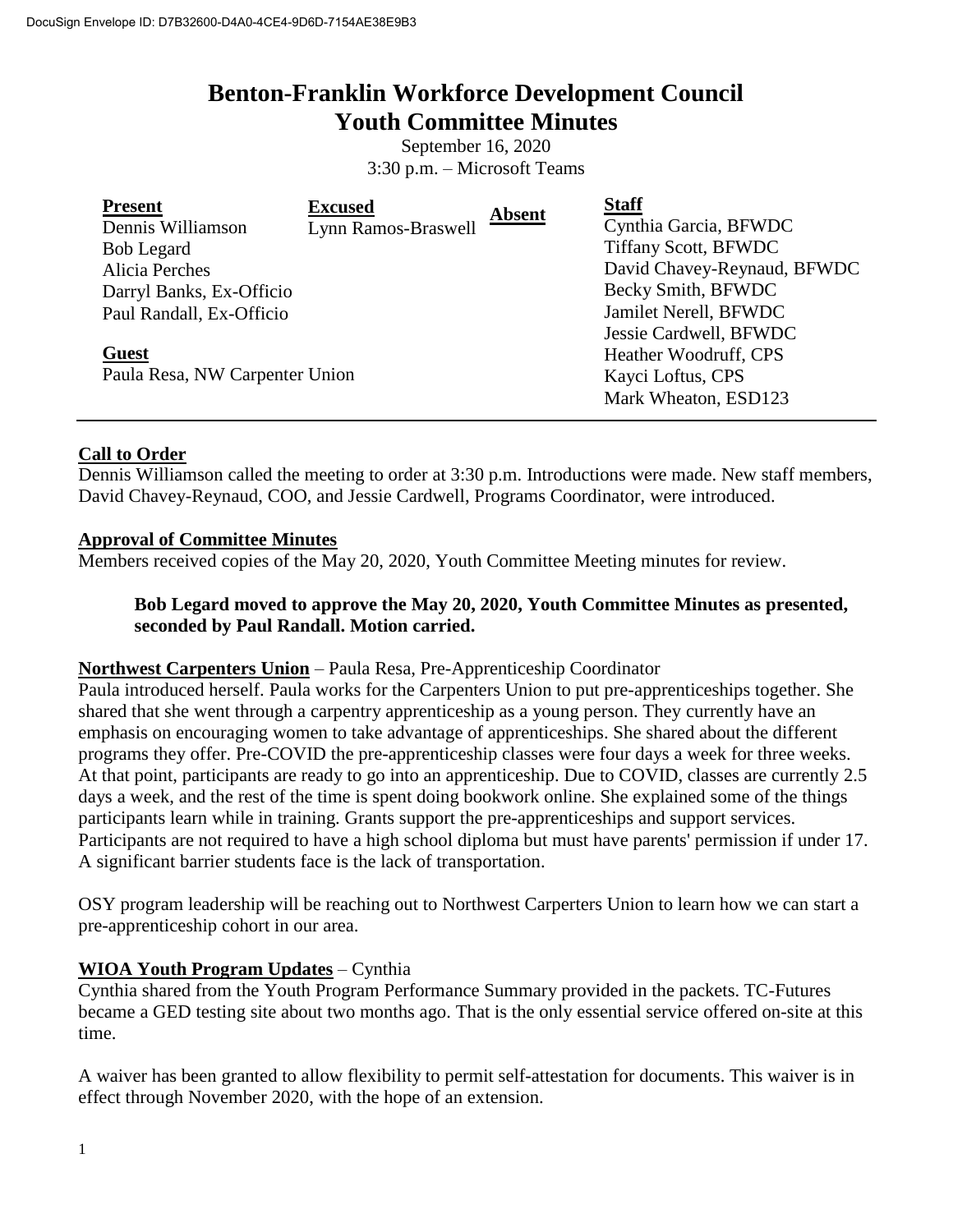# Benton-Franklin Workforce Development Council
# Youth Committee Minutes

September 16, 2020
3:30 p.m. – Microsoft Teams

| **Present** | **Excused** | **Absent** | **Staff** |
|---|---|---|---|
| Dennis Williamson | Lynn Ramos-Braswell | | Cynthia Garcia, BFWDC |
| Bob Legard | | | Tiffany Scott, BFWDC |
| Alicia Perches | | | David Chavey-Reynaud, BFWDC |
| Darryl Banks, Ex-Officio | | | Becky Smith, BFWDC |
| Paul Randall, Ex-Officio | | | Jamilet Nerell, BFWDC |
| | | | Jessie Cardwell, BFWDC |
| **Guest** | | | Heather Woodruff, CPS |
| Paula Resa, NW Carpenter Union | | | Kayci Loftus, CPS |
| | | | Mark Wheaton, ESD123 |

**Call to Order**

Dennis Williamson called the meeting to order at 3:30 p.m. Introductions were made. New staff members, David Chavey-Reynaud, COO, and Jessie Cardwell, Programs Coordinator, were introduced.

**Approval of Committee Minutes**

Members received copies of the May 20, 2020, Youth Committee Meeting minutes for review.

> **Bob Legard moved to approve the May 20, 2020, Youth Committee Minutes as presented, seconded by Paul Randall. Motion carried.**

**Northwest Carpenters Union** – Paula Resa, Pre-Apprenticeship Coordinator

Paula introduced herself. Paula works for the Carpenters Union to put pre-apprenticeships together. She shared that she went through a carpentry apprenticeship as a young person. They currently have an emphasis on encouraging women to take advantage of apprenticeships. She shared about the different programs they offer. Pre-COVID the pre-apprenticeship classes were four days a week for three weeks. At that point, participants are ready to go into an apprenticeship. Due to COVID, classes are currently 2.5 days a week, and the rest of the time is spent doing bookwork online. She explained some of the things participants learn while in training. Grants support the pre-apprenticeships and support services. Participants are not required to have a high school diploma but must have parents' permission if under 17. A significant barrier students face is the lack of transportation.

OSY program leadership will be reaching out to Northwest Carperters Union to learn how we can start a pre-apprenticeship cohort in our area.

**WIOA Youth Program Updates** – Cynthia

Cynthia shared from the Youth Program Performance Summary provided in the packets. TC-Futures became a GED testing site about two months ago. That is the only essential service offered on-site at this time.

A waiver has been granted to allow flexibility to permit self-attestation for documents. This waiver is in effect through November 2020, with the hope of an extension.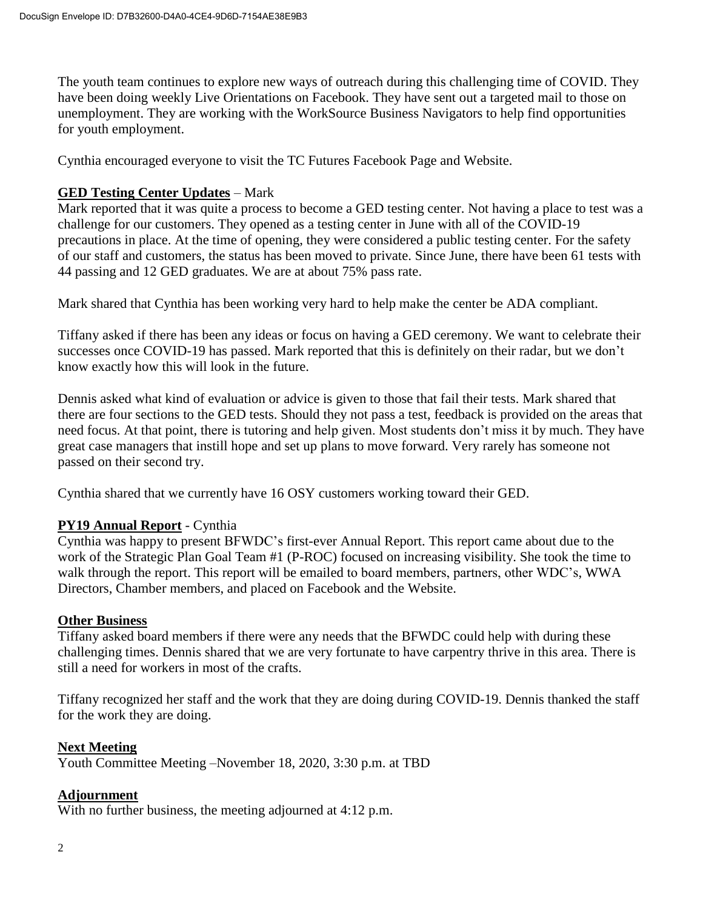The youth team continues to explore new ways of outreach during this challenging time of COVID. They have been doing weekly Live Orientations on Facebook. They have sent out a targeted mail to those on unemployment. They are working with the WorkSource Business Navigators to help find opportunities for youth employment.

Cynthia encouraged everyone to visit the TC Futures Facebook Page and Website.

**GED Testing Center Updates** – Mark

Mark reported that it was quite a process to become a GED testing center. Not having a place to test was a challenge for our customers. They opened as a testing center in June with all of the COVID-19 precautions in place. At the time of opening, they were considered a public testing center. For the safety of our staff and customers, the status has been moved to private. Since June, there have been 61 tests with 44 passing and 12 GED graduates. We are at about 75% pass rate.

Mark shared that Cynthia has been working very hard to help make the center be ADA compliant.

Tiffany asked if there has been any ideas or focus on having a GED ceremony. We want to celebrate their successes once COVID-19 has passed. Mark reported that this is definitely on their radar, but we don't know exactly how this will look in the future.

Dennis asked what kind of evaluation or advice is given to those that fail their tests. Mark shared that there are four sections to the GED tests. Should they not pass a test, feedback is provided on the areas that need focus. At that point, there is tutoring and help given. Most students don't miss it by much. They have great case managers that instill hope and set up plans to move forward. Very rarely has someone not passed on their second try.

Cynthia shared that we currently have 16 OSY customers working toward their GED.

**PY19 Annual Report** - Cynthia

Cynthia was happy to present BFWDC's first-ever Annual Report. This report came about due to the work of the Strategic Plan Goal Team #1 (P-ROC) focused on increasing visibility. She took the time to walk through the report. This report will be emailed to board members, partners, other WDC's, WWA Directors, Chamber members, and placed on Facebook and the Website.

**Other Business**

Tiffany asked board members if there were any needs that the BFWDC could help with during these challenging times. Dennis shared that we are very fortunate to have carpentry thrive in this area. There is still a need for workers in most of the crafts.

Tiffany recognized her staff and the work that they are doing during COVID-19. Dennis thanked the staff for the work they are doing.

**Next Meeting**

Youth Committee Meeting –November 18, 2020, 3:30 p.m. at TBD

**Adjournment**

With no further business, the meeting adjourned at 4:12 p.m.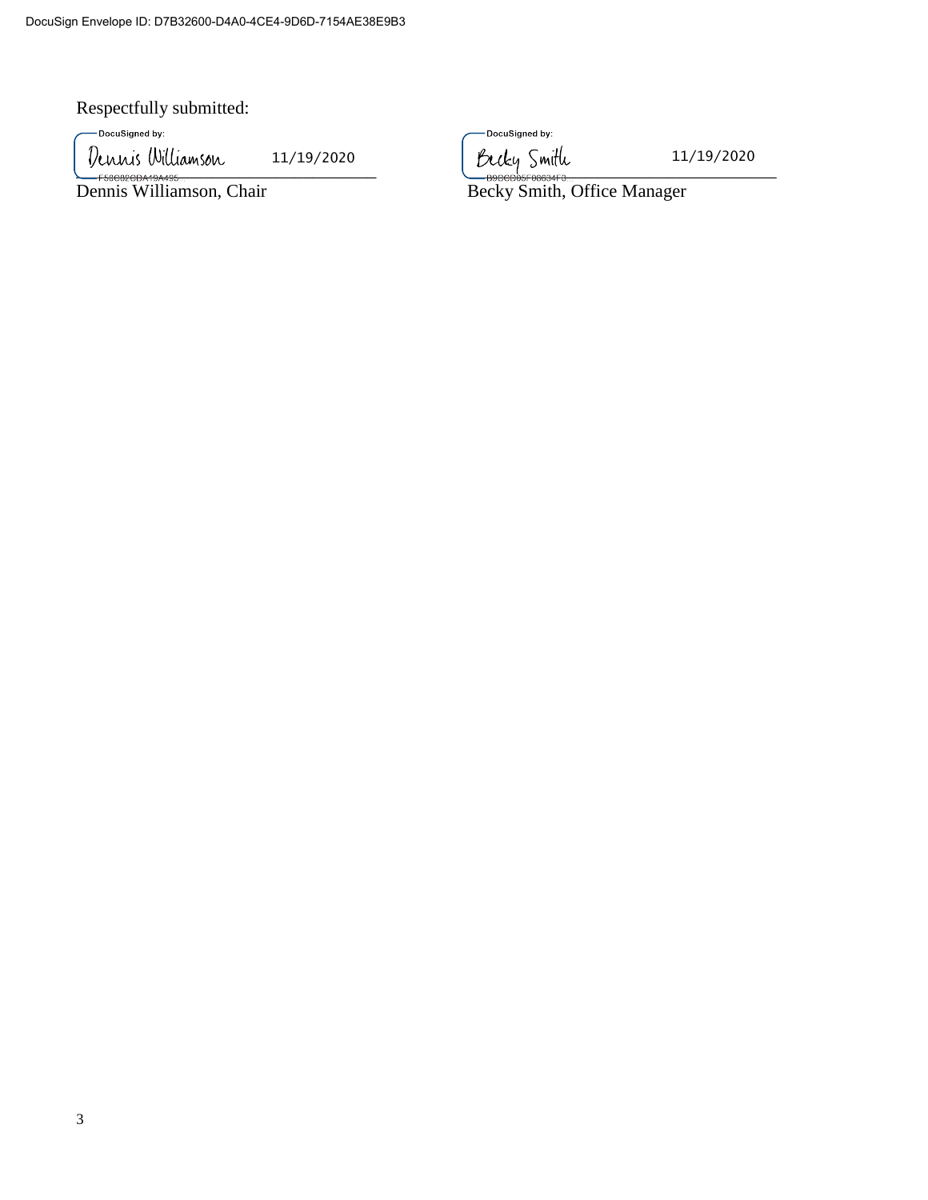Respectfully submitted:

DocuSigned by: Dennis Williamson 11/19/2020

Dennis Williamson, Chair

DocuSigned by: Becky Smith 11/19/2020

Becky Smith, Office Manager